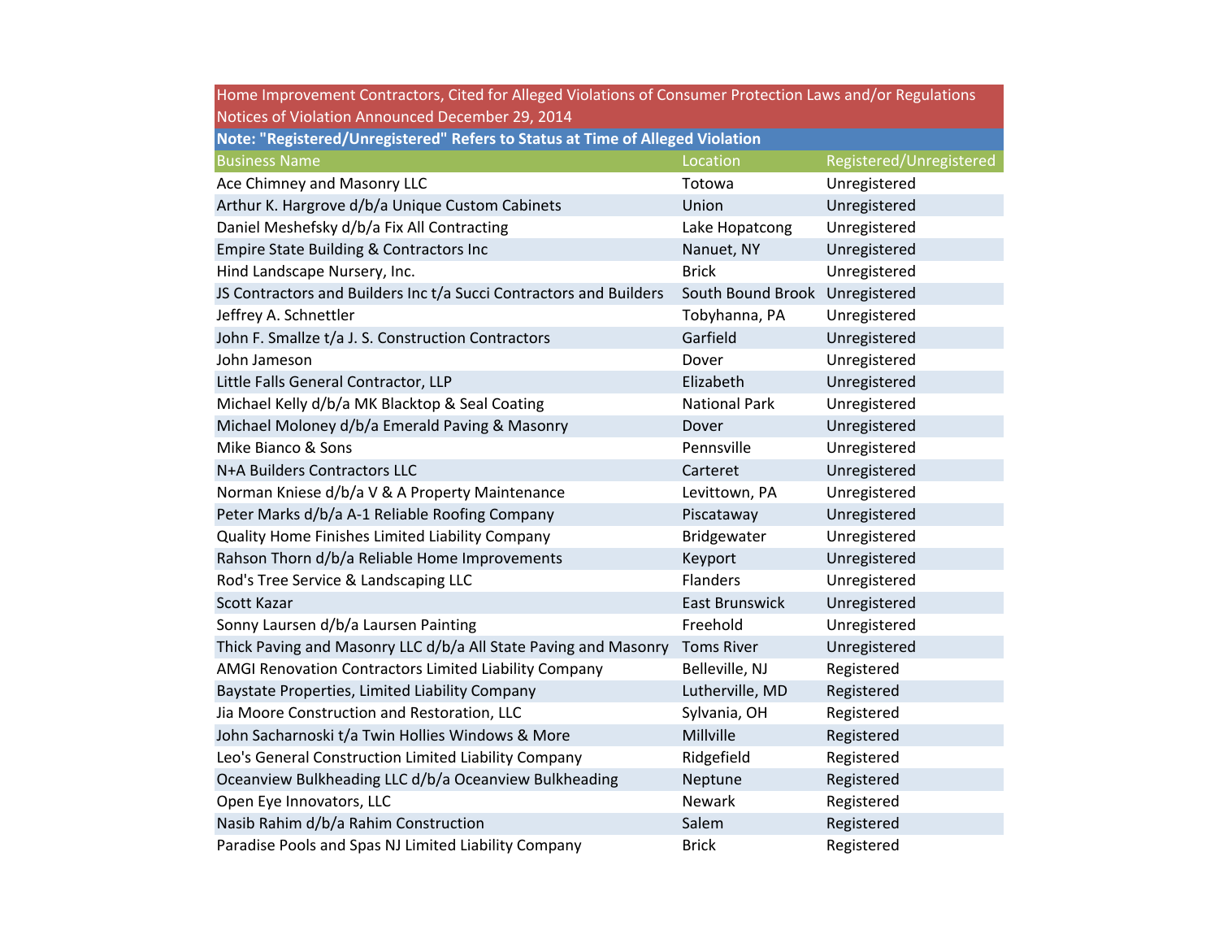Home Improvement Contractors, Cited for Alleged Violations of Consumer Protection Laws and/or Regulations

Notices of Violation Announced December 29, 2014

**Note: "Registered/Unregistered" Refers to Status at Time of Alleged Violation**

| Business Name | Location | Registered/Unregistered |
|---|---|---|
| Ace Chimney and Masonry LLC | Totowa | Unregistered |
| Arthur K. Hargrove d/b/a Unique Custom Cabinets | Union | Unregistered |
| Daniel Meshefsky d/b/a Fix All Contracting | Lake Hopatcong | Unregistered |
| Empire State Building & Contractors Inc | Nanuet, NY | Unregistered |
| Hind Landscape Nursery, Inc. | Brick | Unregistered |
| JS Contractors and Builders Inc t/a Succi Contractors and Builders | South Bound Brook | Unregistered |
| Jeffrey A. Schnettler | Tobyhanna, PA | Unregistered |
| John F. Smallze t/a J. S. Construction Contractors | Garfield | Unregistered |
| John Jameson | Dover | Unregistered |
| Little Falls General Contractor, LLP | Elizabeth | Unregistered |
| Michael Kelly d/b/a MK Blacktop & Seal Coating | National Park | Unregistered |
| Michael Moloney d/b/a Emerald Paving & Masonry | Dover | Unregistered |
| Mike Bianco & Sons | Pennsville | Unregistered |
| N+A Builders Contractors LLC | Carteret | Unregistered |
| Norman Kniese d/b/a V & A Property Maintenance | Levittown, PA | Unregistered |
| Peter Marks d/b/a A-1 Reliable Roofing Company | Piscataway | Unregistered |
| Quality Home Finishes Limited Liability Company | Bridgewater | Unregistered |
| Rahson Thorn d/b/a Reliable Home Improvements | Keyport | Unregistered |
| Rod's Tree Service & Landscaping LLC | Flanders | Unregistered |
| Scott Kazar | East Brunswick | Unregistered |
| Sonny Laursen d/b/a Laursen Painting | Freehold | Unregistered |
| Thick Paving and Masonry LLC d/b/a All State Paving and Masonry | Toms River | Unregistered |
| AMGI Renovation Contractors Limited Liability Company | Belleville, NJ | Registered |
| Baystate Properties, Limited Liability Company | Lutherville, MD | Registered |
| Jia Moore Construction and Restoration, LLC | Sylvania, OH | Registered |
| John Sacharnoski t/a Twin Hollies Windows & More | Millville | Registered |
| Leo's General Construction Limited Liability Company | Ridgefield | Registered |
| Oceanview Bulkheading LLC d/b/a Oceanview Bulkheading | Neptune | Registered |
| Open Eye Innovators, LLC | Newark | Registered |
| Nasib Rahim d/b/a Rahim Construction | Salem | Registered |
| Paradise Pools and Spas NJ Limited Liability Company | Brick | Registered |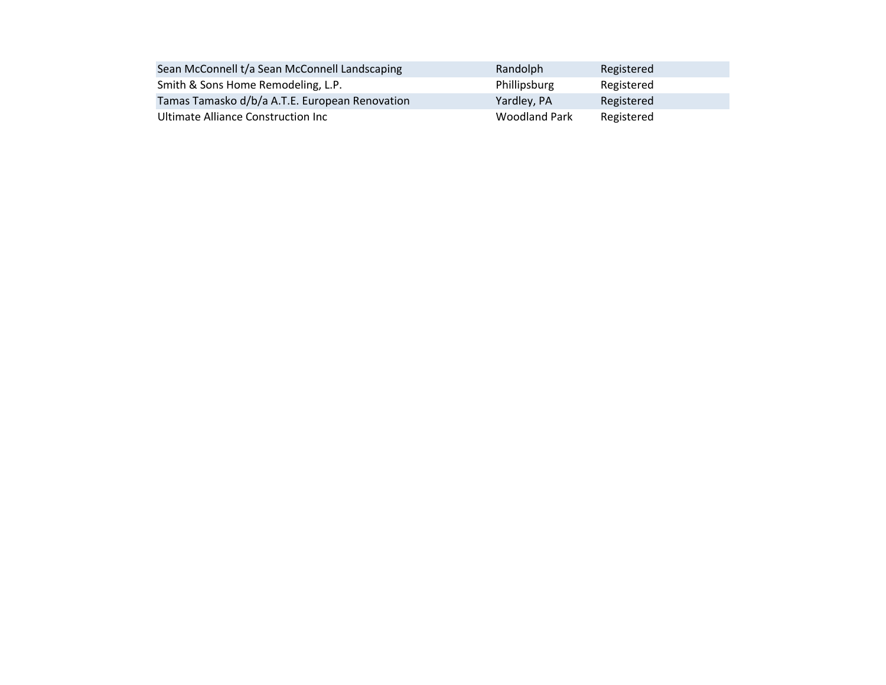| | | |
|---|---|---|
| Sean McConnell t/a Sean McConnell Landscaping | Randolph | Registered |
| Smith & Sons Home Remodeling, L.P. | Phillipsburg | Registered |
| Tamas Tamasko d/b/a A.T.E. European Renovation | Yardley, PA | Registered |
| Ultimate Alliance Construction Inc | Woodland Park | Registered |